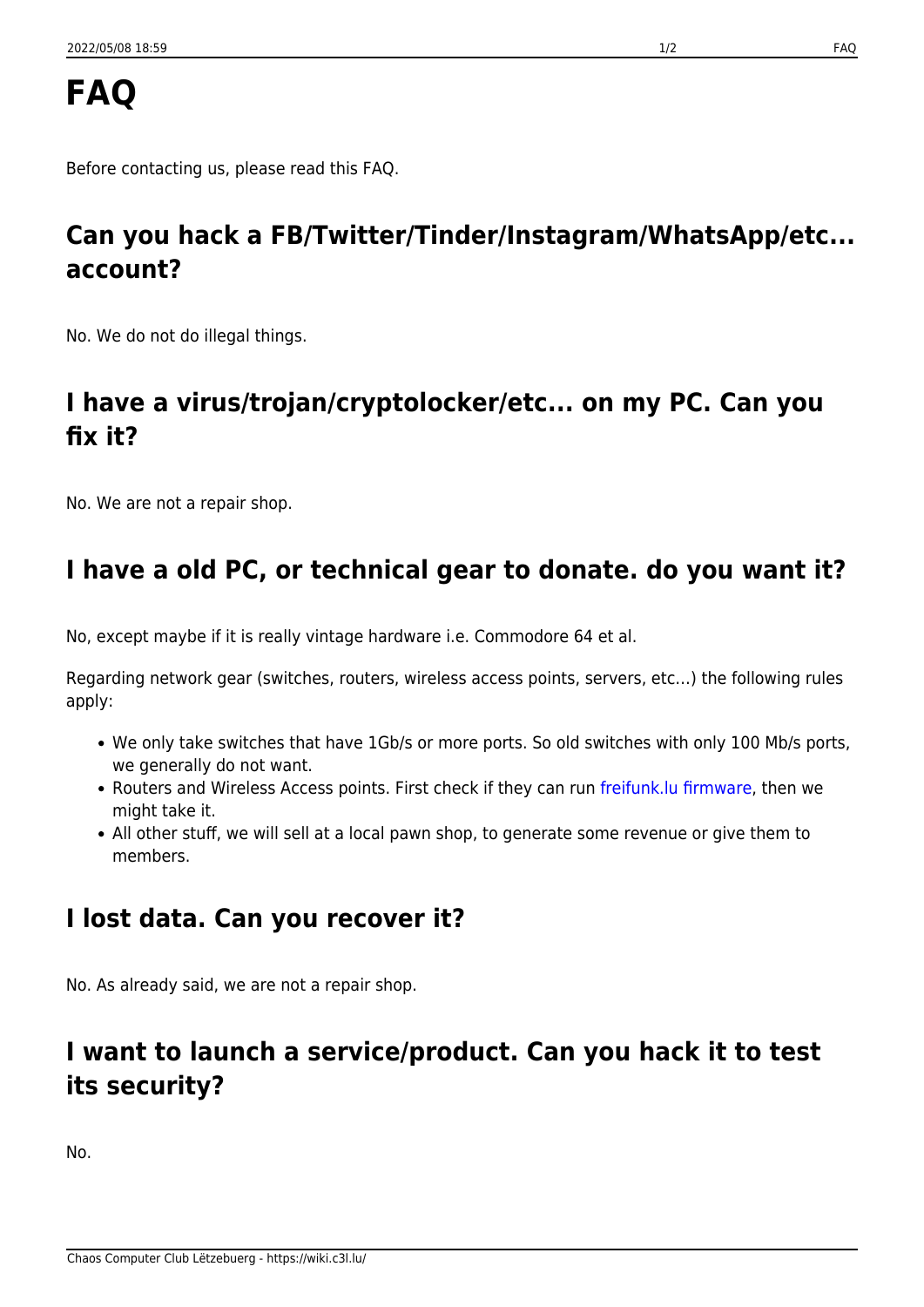# FAQ

Before contacting us, please read this FAQ.

## Can you hack a FB/Twitter/Tinder/Instagram/WhatsApp/etc... account?

No. We do not do illegal things.

## I have a virus/trojan/cryptolocker/etc... on my PC. Can you fix it?

No. We are not a repair shop.

## I have a old PC, or technical gear to donate. do you want it?

No, except maybe if it is really vintage hardware i.e. Commodore 64 et al.

Regarding network gear (switches, routers, wireless access points, servers, etc…) the following rules apply:

- We only take switches that have 1Gb/s or more ports. So old switches with only 100 Mb/s ports, we generally do not want.
- Routers and Wireless Access points. First check if they can run freifunk.lu firmware, then we might take it.
- All other stuff, we will sell at a local pawn shop, to generate some revenue or give them to members.

## I lost data. Can you recover it?

No. As already said, we are not a repair shop.

## I want to launch a service/product. Can you hack it to test its security?

No.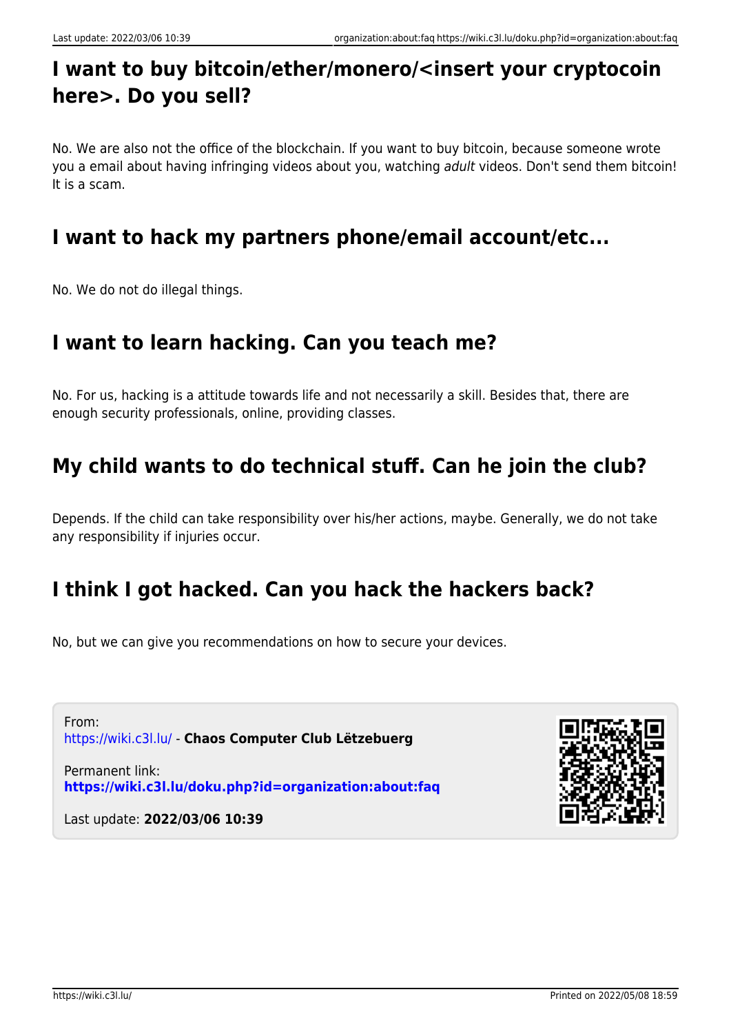## I want to buy bitcoin/ether/monero/<insert your cryptocoin here>. Do you sell?

No. We are also not the office of the blockchain. If you want to buy bitcoin, because someone wrote you a email about having infringing videos about you, watching *adult* videos. Don't send them bitcoin! It is a scam.

## I want to hack my partners phone/email account/etc...

No. We do not do illegal things.

## I want to learn hacking. Can you teach me?

No. For us, hacking is a attitude towards life and not necessarily a skill. Besides that, there are enough security professionals, online, providing classes.

## My child wants to do technical stuff. Can he join the club?

Depends. If the child can take responsibility over his/her actions, maybe. Generally, we do not take any responsibility if injuries occur.

## I think I got hacked. Can you hack the hackers back?

No, but we can give you recommendations on how to secure your devices.

From:
https://wiki.c3l.lu/ - **Chaos Computer Club Lëtzebuerg**

Permanent link:
**https://wiki.c3l.lu/doku.php?id=organization:about:faq**

Last update: **2022/03/06 10:39**